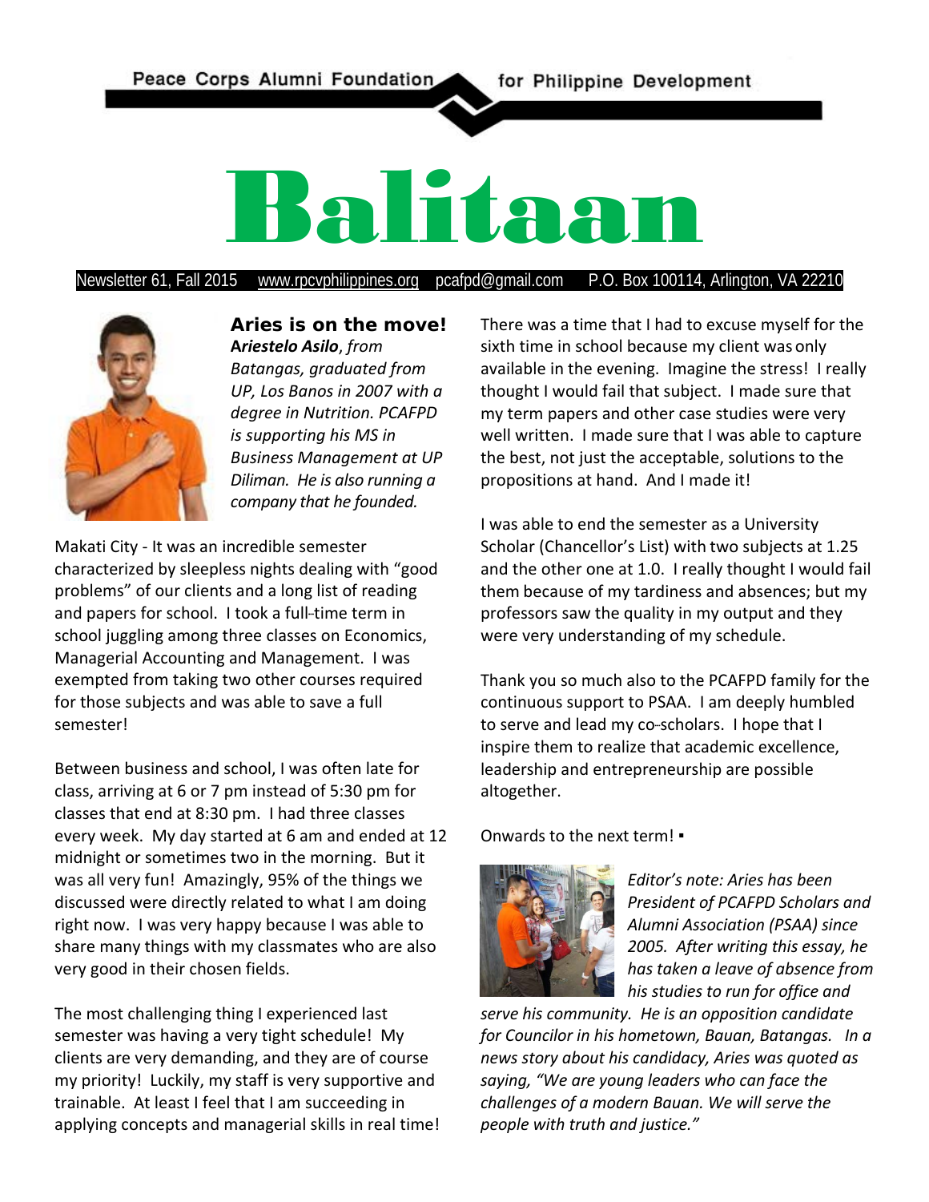Peace Corps Alumni Foundation for Philippine Development

# Balitaan

Newsletter 61, Fall 2015 www.rpcvphilippines.org pcafpd@gmail.com P.O. Box 100114, Arlington, VA 22210

## Aries is on the move!

***Ariestelo Asilo**, from Batangas, graduated from UP, Los Banos in 2007 with a degree in Nutrition. PCAFPD is supporting his MS in Business Management at UP Diliman. He is also running a company that he founded.*

Makati City - It was an incredible semester characterized by sleepless nights dealing with "good problems" of our clients and a long list of reading and papers for school. I took a full-time term in school juggling among three classes on Economics, Managerial Accounting and Management. I was exempted from taking two other courses required for those subjects and was able to save a full semester!

Between business and school, I was often late for class, arriving at 6 or 7 pm instead of 5:30 pm for classes that end at 8:30 pm. I had three classes every week. My day started at 6 am and ended at 12 midnight or sometimes two in the morning. But it was all very fun! Amazingly, 95% of the things we discussed were directly related to what I am doing right now. I was very happy because I was able to share many things with my classmates who are also very good in their chosen fields.

The most challenging thing I experienced last semester was having a very tight schedule! My clients are very demanding, and they are of course my priority! Luckily, my staff is very supportive and trainable. At least I feel that I am succeeding in applying concepts and managerial skills in real time!

There was a time that I had to excuse myself for the sixth time in school because my client was only available in the evening. Imagine the stress! I really thought I would fail that subject. I made sure that my term papers and other case studies were very well written. I made sure that I was able to capture the best, not just the acceptable, solutions to the propositions at hand. And I made it!

I was able to end the semester as a University Scholar (Chancellor's List) with two subjects at 1.25 and the other one at 1.0. I really thought I would fail them because of my tardiness and absences; but my professors saw the quality in my output and they were very understanding of my schedule.

Thank you so much also to the PCAFPD family for the continuous support to PSAA. I am deeply humbled to serve and lead my co-scholars. I hope that I inspire them to realize that academic excellence, leadership and entrepreneurship are possible altogether.

Onwards to the next term! ▪

*Editor's note: Aries has been President of PCAFPD Scholars and Alumni Association (PSAA) since 2005. After writing this essay, he has taken a leave of absence from his studies to run for office and serve his community. He is an opposition candidate for Councilor in his hometown, Bauan, Batangas. In a news story about his candidacy, Aries was quoted as saying, "We are young leaders who can face the challenges of a modern Bauan. We will serve the people with truth and justice."*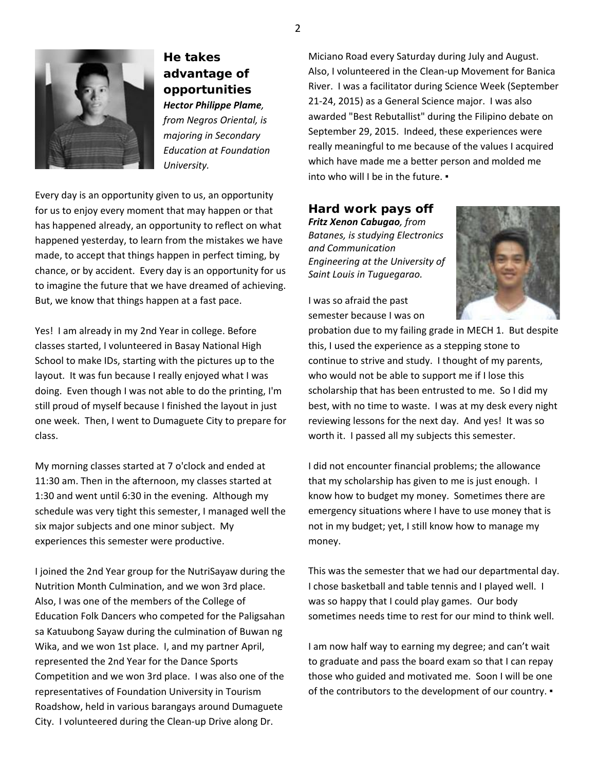## He takes advantage of opportunities

***Hector Philippe Plame**, from Negros Oriental, is majoring in Secondary Education at Foundation University.*

Every day is an opportunity given to us, an opportunity for us to enjoy every moment that may happen or that has happened already, an opportunity to reflect on what happened yesterday, to learn from the mistakes we have made, to accept that things happen in perfect timing, by chance, or by accident. Every day is an opportunity for us to imagine the future that we have dreamed of achieving. But, we know that things happen at a fast pace.

Yes! I am already in my 2nd Year in college. Before classes started, I volunteered in Basay National High School to make IDs, starting with the pictures up to the layout. It was fun because I really enjoyed what I was doing. Even though I was not able to do the printing, I'm still proud of myself because I finished the layout in just one week. Then, I went to Dumaguete City to prepare for class.

My morning classes started at 7 o'clock and ended at 11:30 am. Then in the afternoon, my classes started at 1:30 and went until 6:30 in the evening. Although my schedule was very tight this semester, I managed well the six major subjects and one minor subject. My experiences this semester were productive.

I joined the 2nd Year group for the NutriSayaw during the Nutrition Month Culmination, and we won 3rd place. Also, I was one of the members of the College of Education Folk Dancers who competed for the Paligsahan sa Katuubong Sayaw during the culmination of Buwan ng Wika, and we won 1st place. I, and my partner April, represented the 2nd Year for the Dance Sports Competition and we won 3rd place. I was also one of the representatives of Foundation University in Tourism Roadshow, held in various barangays around Dumaguete City. I volunteered during the Clean-up Drive along Dr. Miciano Road every Saturday during July and August. Also, I volunteered in the Clean-up Movement for Banica River. I was a facilitator during Science Week (September 21-24, 2015) as a General Science major. I was also awarded "Best Rebutallist" during the Filipino debate on September 29, 2015. Indeed, these experiences were really meaningful to me because of the values I acquired which have made me a better person and molded me into who will I be in the future. ▪

## Hard work pays off

***Fritz Xenon Cabugao**, from Batanes, is studying Electronics and Communication Engineering at the University of Saint Louis in Tuguegarao.*

I was so afraid the past semester because I was on probation due to my failing grade in MECH 1. But despite this, I used the experience as a stepping stone to continue to strive and study. I thought of my parents, who would not be able to support me if I lose this scholarship that has been entrusted to me. So I did my best, with no time to waste. I was at my desk every night reviewing lessons for the next day. And yes! It was so worth it. I passed all my subjects this semester.

I did not encounter financial problems; the allowance that my scholarship has given to me is just enough. I know how to budget my money. Sometimes there are emergency situations where I have to use money that is not in my budget; yet, I still know how to manage my money.

This was the semester that we had our departmental day. I chose basketball and table tennis and I played well. I was so happy that I could play games. Our body sometimes needs time to rest for our mind to think well.

I am now half way to earning my degree; and can't wait to graduate and pass the board exam so that I can repay those who guided and motivated me. Soon I will be one of the contributors to the development of our country. ▪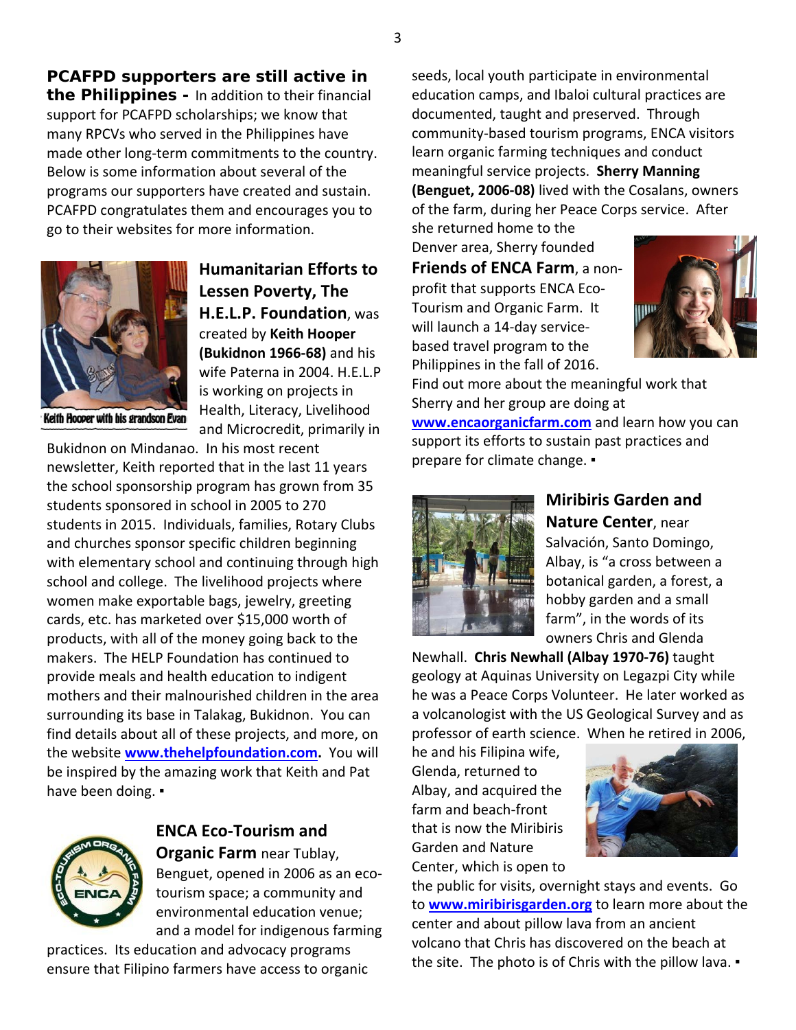**PCAFPD supporters are still active in the Philippines -** In addition to their financial support for PCAFPD scholarships; we know that many RPCVs who served in the Philippines have made other long-term commitments to the country. Below is some information about several of the programs our supporters have created and sustain. PCAFPD congratulates them and encourages you to go to their websites for more information.

Keith Hooper with his grandson Evan

**Humanitarian Efforts to Lessen Poverty, The H.E.L.P. Foundation**, was created by **Keith Hooper (Bukidnon 1966-68)** and his wife Paterna in 2004. H.E.L.P is working on projects in Health, Literacy, Livelihood and Microcredit, primarily in Bukidnon on Mindanao. In his most recent newsletter, Keith reported that in the last 11 years the school sponsorship program has grown from 35 students sponsored in school in 2005 to 270 students in 2015. Individuals, families, Rotary Clubs and churches sponsor specific children beginning with elementary school and continuing through high school and college. The livelihood projects where women make exportable bags, jewelry, greeting cards, etc. has marketed over $15,000 worth of products, with all of the money going back to the makers. The HELP Foundation has continued to provide meals and health education to indigent mothers and their malnourished children in the area surrounding its base in Talakag, Bukidnon. You can find details about all of these projects, and more, on the website **www.thehelpfoundation.com.** You will be inspired by the amazing work that Keith and Pat have been doing. ▪

**ENCA Eco-Tourism and Organic Farm** near Tublay, Benguet, opened in 2006 as an eco-tourism space; a community and environmental education venue; and a model for indigenous farming practices. Its education and advocacy programs ensure that Filipino farmers have access to organic seeds, local youth participate in environmental education camps, and Ibaloi cultural practices are documented, taught and preserved. Through community-based tourism programs, ENCA visitors learn organic farming techniques and conduct meaningful service projects. **Sherry Manning (Benguet, 2006-08)** lived with the Cosalans, owners of the farm, during her Peace Corps service. After she returned home to the Denver area, Sherry founded **Friends of ENCA Farm**, a non-profit that supports ENCA Eco-Tourism and Organic Farm. It will launch a 14-day service-based travel program to the Philippines in the fall of 2016. Find out more about the meaningful work that Sherry and her group are doing at **www.encaorganicfarm.com** and learn how you can support its efforts to sustain past practices and prepare for climate change. ▪

**Miribiris Garden and Nature Center**, near Salvación, Santo Domingo, Albay, is "a cross between a botanical garden, a forest, a hobby garden and a small farm", in the words of its owners Chris and Glenda Newhall. **Chris Newhall (Albay 1970-76)** taught geology at Aquinas University on Legazpi City while he was a Peace Corps Volunteer. He later worked as a volcanologist with the US Geological Survey and as professor of earth science. When he retired in 2006, he and his Filipina wife, Glenda, returned to Albay, and acquired the farm and beach-front that is now the Miribiris Garden and Nature Center, which is open to the public for visits, overnight stays and events. Go to **www.miribirisgarden.org** to learn more about the center and about pillow lava from an ancient volcano that Chris has discovered on the beach at the site. The photo is of Chris with the pillow lava. ▪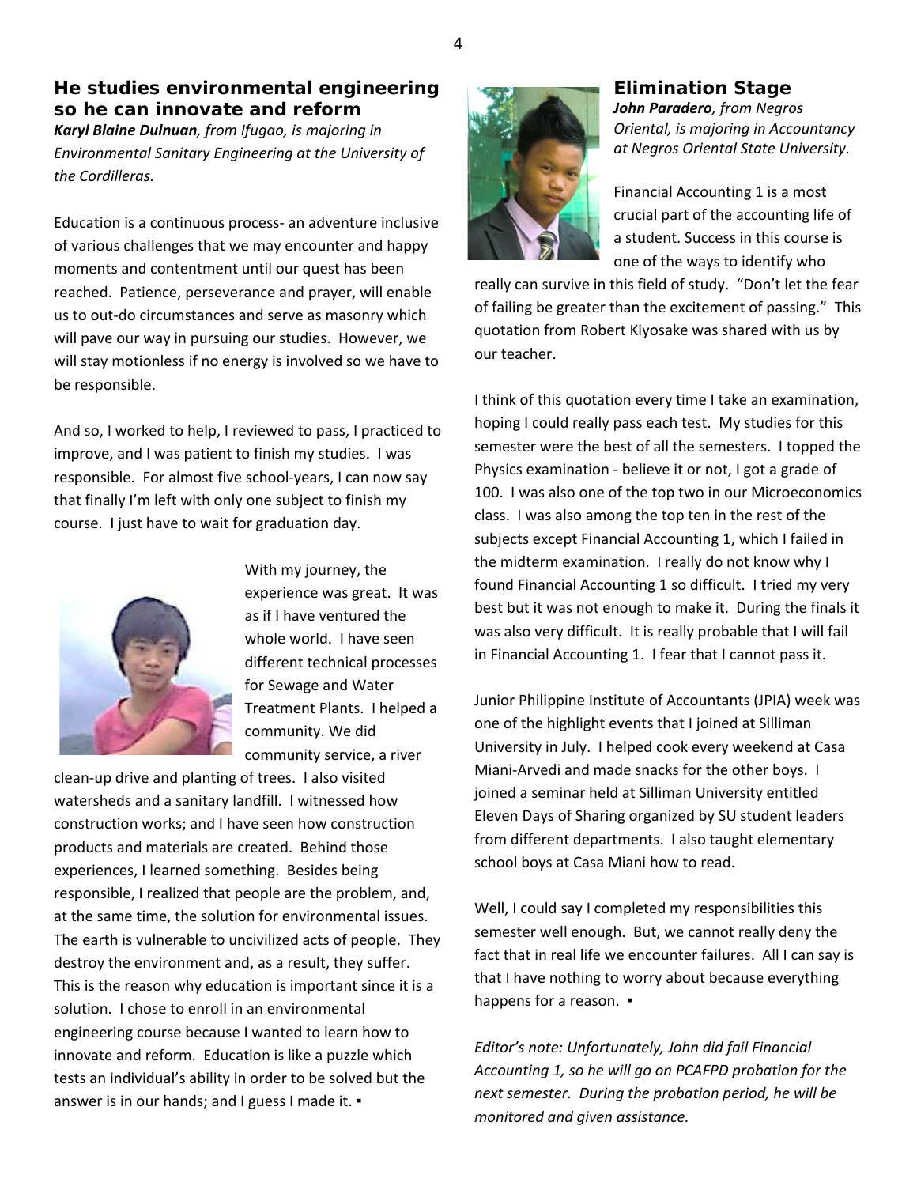## He studies environmental engineering so he can innovate and reform

***Karyl Blaine Dulnuan****, from Ifugao, is majoring in Environmental Sanitary Engineering at the University of the Cordilleras.*

Education is a continuous process- an adventure inclusive of various challenges that we may encounter and happy moments and contentment until our quest has been reached. Patience, perseverance and prayer, will enable us to out-do circumstances and serve as masonry which will pave our way in pursuing our studies. However, we will stay motionless if no energy is involved so we have to be responsible.

And so, I worked to help, I reviewed to pass, I practiced to improve, and I was patient to finish my studies. I was responsible. For almost five school-years, I can now say that finally I'm left with only one subject to finish my course. I just have to wait for graduation day.

With my journey, the experience was great. It was as if I have ventured the whole world. I have seen different technical processes for Sewage and Water Treatment Plants. I helped a community. We did community service, a river clean-up drive and planting of trees. I also visited watersheds and a sanitary landfill. I witnessed how construction works; and I have seen how construction products and materials are created. Behind those experiences, I learned something. Besides being responsible, I realized that people are the problem, and, at the same time, the solution for environmental issues. The earth is vulnerable to uncivilized acts of people. They destroy the environment and, as a result, they suffer. This is the reason why education is important since it is a solution. I chose to enroll in an environmental engineering course because I wanted to learn how to innovate and reform. Education is like a puzzle which tests an individual's ability in order to be solved but the answer is in our hands; and I guess I made it. ▪

## Elimination Stage

***John Paradero****, from Negros Oriental, is majoring in Accountancy at Negros Oriental State University.*

Financial Accounting 1 is a most crucial part of the accounting life of a student. Success in this course is one of the ways to identify who really can survive in this field of study. "Don't let the fear of failing be greater than the excitement of passing." This quotation from Robert Kiyosake was shared with us by our teacher.

I think of this quotation every time I take an examination, hoping I could really pass each test. My studies for this semester were the best of all the semesters. I topped the Physics examination - believe it or not, I got a grade of 100. I was also one of the top two in our Microeconomics class. I was also among the top ten in the rest of the subjects except Financial Accounting 1, which I failed in the midterm examination. I really do not know why I found Financial Accounting 1 so difficult. I tried my very best but it was not enough to make it. During the finals it was also very difficult. It is really probable that I will fail in Financial Accounting 1. I fear that I cannot pass it.

Junior Philippine Institute of Accountants (JPIA) week was one of the highlight events that I joined at Silliman University in July. I helped cook every weekend at Casa Miani-Arvedi and made snacks for the other boys. I joined a seminar held at Silliman University entitled Eleven Days of Sharing organized by SU student leaders from different departments. I also taught elementary school boys at Casa Miani how to read.

Well, I could say I completed my responsibilities this semester well enough. But, we cannot really deny the fact that in real life we encounter failures. All I can say is that I have nothing to worry about because everything happens for a reason. ▪

*Editor's note: Unfortunately, John did fail Financial Accounting 1, so he will go on PCAFPD probation for the next semester. During the probation period, he will be monitored and given assistance.*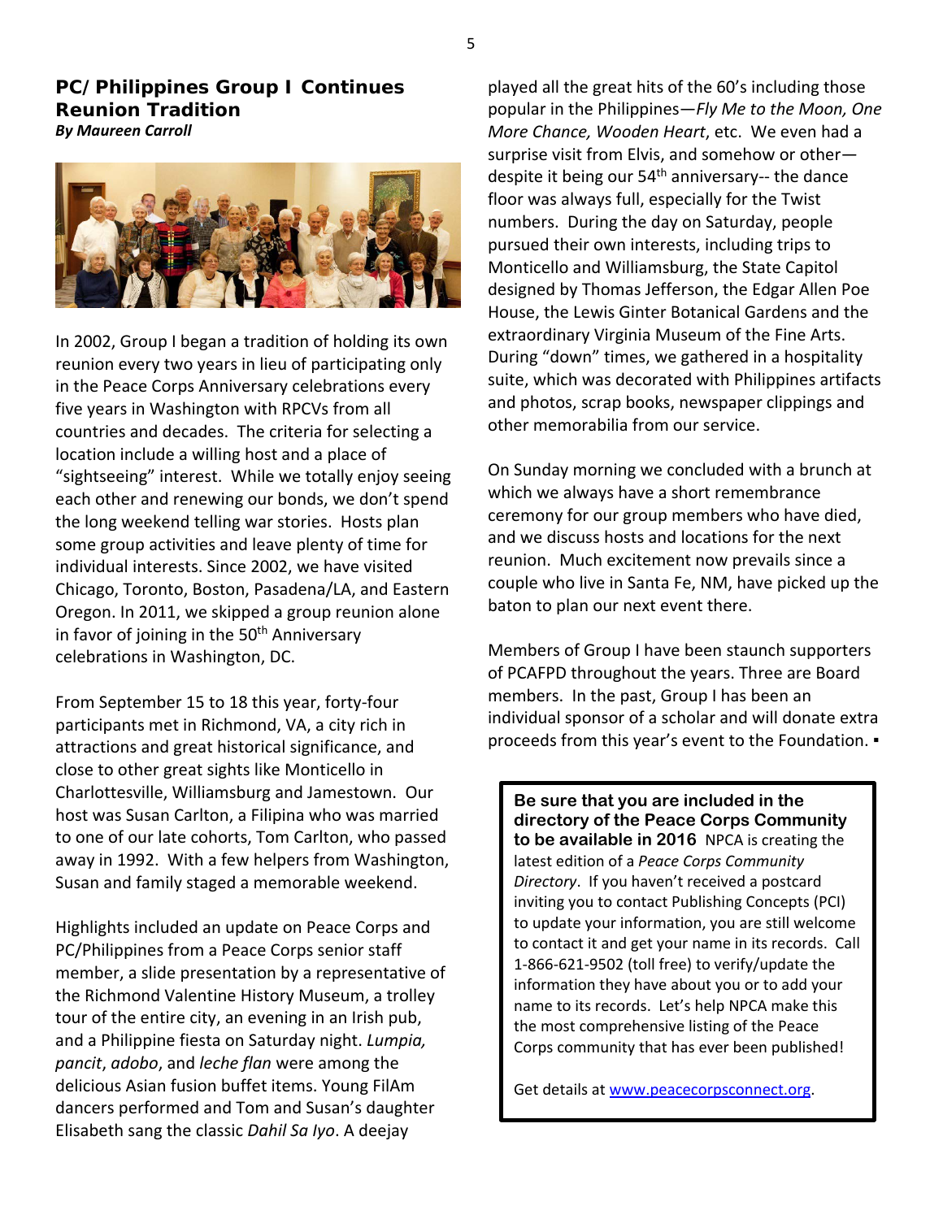## PC/Philippines Group I Continues Reunion Tradition

***By Maureen Carroll***

In 2002, Group I began a tradition of holding its own reunion every two years in lieu of participating only in the Peace Corps Anniversary celebrations every five years in Washington with RPCVs from all countries and decades. The criteria for selecting a location include a willing host and a place of "sightseeing" interest. While we totally enjoy seeing each other and renewing our bonds, we don't spend the long weekend telling war stories. Hosts plan some group activities and leave plenty of time for individual interests. Since 2002, we have visited Chicago, Toronto, Boston, Pasadena/LA, and Eastern Oregon. In 2011, we skipped a group reunion alone in favor of joining in the 50th Anniversary celebrations in Washington, DC.

From September 15 to 18 this year, forty-four participants met in Richmond, VA, a city rich in attractions and great historical significance, and close to other great sights like Monticello in Charlottesville, Williamsburg and Jamestown. Our host was Susan Carlton, a Filipina who was married to one of our late cohorts, Tom Carlton, who passed away in 1992. With a few helpers from Washington, Susan and family staged a memorable weekend.

Highlights included an update on Peace Corps and PC/Philippines from a Peace Corps senior staff member, a slide presentation by a representative of the Richmond Valentine History Museum, a trolley tour of the entire city, an evening in an Irish pub, and a Philippine fiesta on Saturday night. *Lumpia, pancit*, *adobo*, and *leche flan* were among the delicious Asian fusion buffet items. Young FilAm dancers performed and Tom and Susan's daughter Elisabeth sang the classic *Dahil Sa Iyo*. A deejay played all the great hits of the 60's including those popular in the Philippines—*Fly Me to the Moon, One More Chance, Wooden Heart*, etc. We even had a surprise visit from Elvis, and somehow or other—despite it being our 54th anniversary-- the dance floor was always full, especially for the Twist numbers. During the day on Saturday, people pursued their own interests, including trips to Monticello and Williamsburg, the State Capitol designed by Thomas Jefferson, the Edgar Allen Poe House, the Lewis Ginter Botanical Gardens and the extraordinary Virginia Museum of the Fine Arts. During "down" times, we gathered in a hospitality suite, which was decorated with Philippines artifacts and photos, scrap books, newspaper clippings and other memorabilia from our service.

On Sunday morning we concluded with a brunch at which we always have a short remembrance ceremony for our group members who have died, and we discuss hosts and locations for the next reunion. Much excitement now prevails since a couple who live in Santa Fe, NM, have picked up the baton to plan our next event there.

Members of Group I have been staunch supporters of PCAFPD throughout the years. Three are Board members. In the past, Group I has been an individual sponsor of a scholar and will donate extra proceeds from this year's event to the Foundation. ▪

---

**Be sure that you are included in the directory of the Peace Corps Community to be available in 2016** NPCA is creating the latest edition of a *Peace Corps Community Directory*. If you haven't received a postcard inviting you to contact Publishing Concepts (PCI) to update your information, you are still welcome to contact it and get your name in its records. Call 1-866-621-9502 (toll free) to verify/update the information they have about you or to add your name to its records. Let's help NPCA make this the most comprehensive listing of the Peace Corps community that has ever been published!

Get details at www.peacecorpsconnect.org.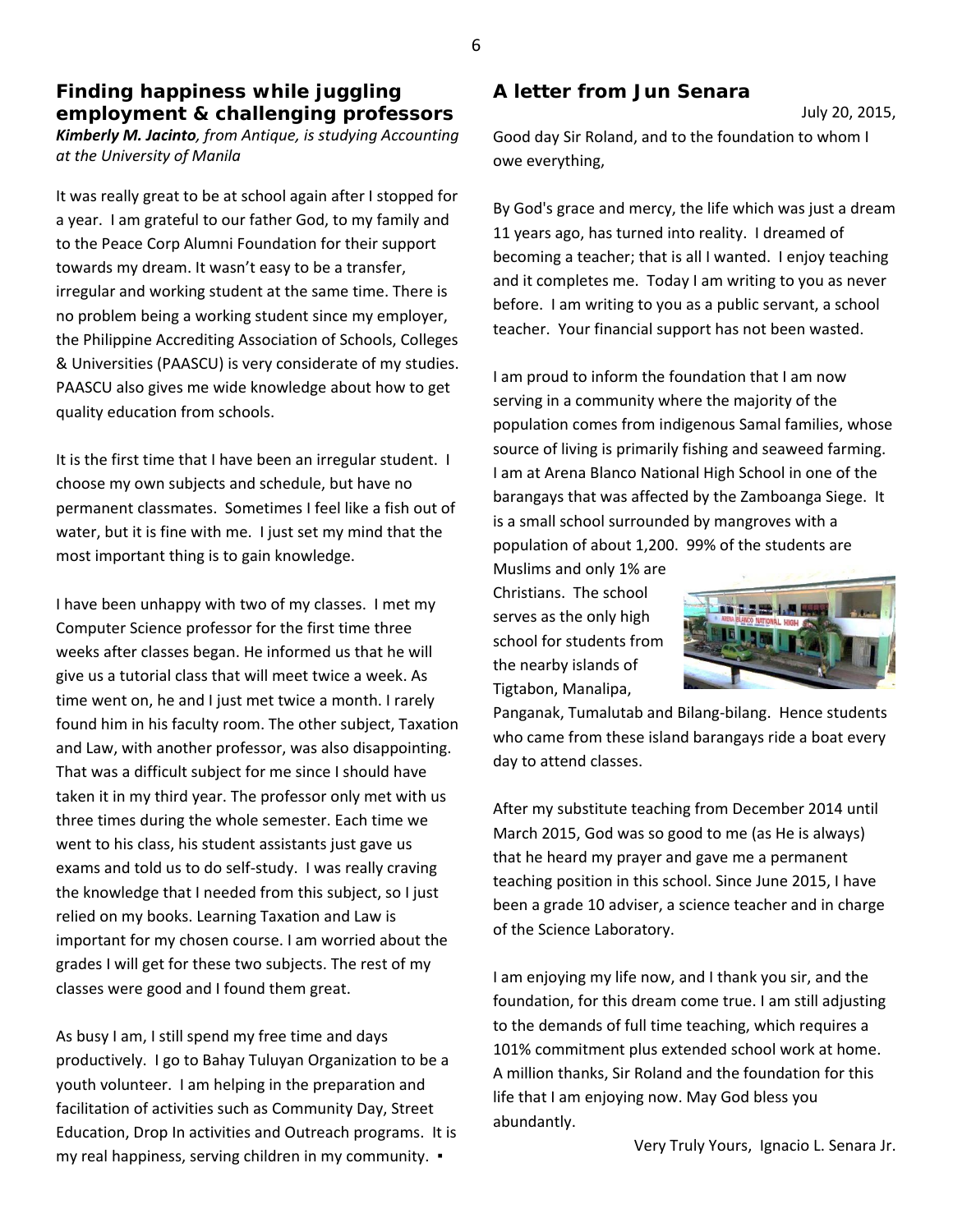## Finding happiness while juggling employment & challenging professors

***Kimberly M. Jacinto**, from Antique, is studying Accounting at the University of Manila*

It was really great to be at school again after I stopped for a year. I am grateful to our father God, to my family and to the Peace Corp Alumni Foundation for their support towards my dream. It wasn't easy to be a transfer, irregular and working student at the same time. There is no problem being a working student since my employer, the Philippine Accrediting Association of Schools, Colleges & Universities (PAASCU) is very considerate of my studies. PAASCU also gives me wide knowledge about how to get quality education from schools.

It is the first time that I have been an irregular student. I choose my own subjects and schedule, but have no permanent classmates. Sometimes I feel like a fish out of water, but it is fine with me. I just set my mind that the most important thing is to gain knowledge.

I have been unhappy with two of my classes. I met my Computer Science professor for the first time three weeks after classes began. He informed us that he will give us a tutorial class that will meet twice a week. As time went on, he and I just met twice a month. I rarely found him in his faculty room. The other subject, Taxation and Law, with another professor, was also disappointing. That was a difficult subject for me since I should have taken it in my third year. The professor only met with us three times during the whole semester. Each time we went to his class, his student assistants just gave us exams and told us to do self-study. I was really craving the knowledge that I needed from this subject, so I just relied on my books. Learning Taxation and Law is important for my chosen course. I am worried about the grades I will get for these two subjects. The rest of my classes were good and I found them great.

As busy I am, I still spend my free time and days productively. I go to Bahay Tuluyan Organization to be a youth volunteer. I am helping in the preparation and facilitation of activities such as Community Day, Street Education, Drop In activities and Outreach programs. It is my real happiness, serving children in my community. ▪

## A letter from Jun Senara

July 20, 2015,

Good day Sir Roland, and to the foundation to whom I owe everything,

By God's grace and mercy, the life which was just a dream 11 years ago, has turned into reality. I dreamed of becoming a teacher; that is all I wanted. I enjoy teaching and it completes me. Today I am writing to you as never before. I am writing to you as a public servant, a school teacher. Your financial support has not been wasted.

I am proud to inform the foundation that I am now serving in a community where the majority of the population comes from indigenous Samal families, whose source of living is primarily fishing and seaweed farming. I am at Arena Blanco National High School in one of the barangays that was affected by the Zamboanga Siege. It is a small school surrounded by mangroves with a population of about 1,200. 99% of the students are Muslims and only 1% are Christians. The school serves as the only high school for students from the nearby islands of Tigtabon, Manalipa, Panganak, Tumalutab and Bilang-bilang. Hence students who came from these island barangays ride a boat every day to attend classes.

After my substitute teaching from December 2014 until March 2015, God was so good to me (as He is always) that he heard my prayer and gave me a permanent teaching position in this school. Since June 2015, I have been a grade 10 adviser, a science teacher and in charge of the Science Laboratory.

I am enjoying my life now, and I thank you sir, and the foundation, for this dream come true. I am still adjusting to the demands of full time teaching, which requires a 101% commitment plus extended school work at home. A million thanks, Sir Roland and the foundation for this life that I am enjoying now. May God bless you abundantly.

Very Truly Yours, Ignacio L. Senara Jr.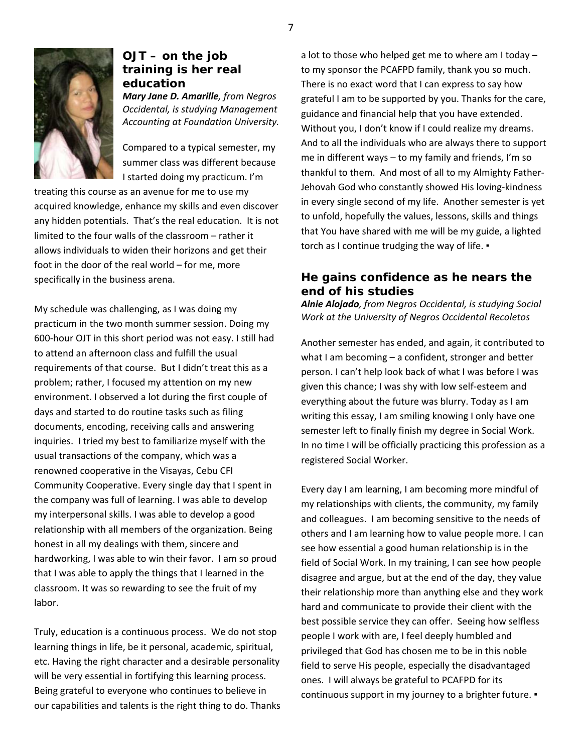## OJT – on the job training is her real education

***Mary Jane D. Amarille**, from Negros Occidental, is studying Management Accounting at Foundation University.*

Compared to a typical semester, my summer class was different because I started doing my practicum. I'm treating this course as an avenue for me to use my acquired knowledge, enhance my skills and even discover any hidden potentials. That's the real education. It is not limited to the four walls of the classroom – rather it allows individuals to widen their horizons and get their foot in the door of the real world – for me, more specifically in the business arena.

My schedule was challenging, as I was doing my practicum in the two month summer session. Doing my 600-hour OJT in this short period was not easy. I still had to attend an afternoon class and fulfill the usual requirements of that course. But I didn't treat this as a problem; rather, I focused my attention on my new environment. I observed a lot during the first couple of days and started to do routine tasks such as filing documents, encoding, receiving calls and answering inquiries. I tried my best to familiarize myself with the usual transactions of the company, which was a renowned cooperative in the Visayas, Cebu CFI Community Cooperative. Every single day that I spent in the company was full of learning. I was able to develop my interpersonal skills. I was able to develop a good relationship with all members of the organization. Being honest in all my dealings with them, sincere and hardworking, I was able to win their favor. I am so proud that I was able to apply the things that I learned in the classroom. It was so rewarding to see the fruit of my labor.

Truly, education is a continuous process. We do not stop learning things in life, be it personal, academic, spiritual, etc. Having the right character and a desirable personality will be very essential in fortifying this learning process. Being grateful to everyone who continues to believe in our capabilities and talents is the right thing to do. Thanks a lot to those who helped get me to where am I today – to my sponsor the PCAFPD family, thank you so much. There is no exact word that I can express to say how grateful I am to be supported by you. Thanks for the care, guidance and financial help that you have extended. Without you, I don't know if I could realize my dreams. And to all the individuals who are always there to support me in different ways – to my family and friends, I'm so thankful to them. And most of all to my Almighty Father-Jehovah God who constantly showed His loving-kindness in every single second of my life. Another semester is yet to unfold, hopefully the values, lessons, skills and things that You have shared with me will be my guide, a lighted torch as I continue trudging the way of life. ▪

## He gains confidence as he nears the end of his studies

***Alnie Alojado**, from Negros Occidental, is studying Social Work at the University of Negros Occidental Recoletos*

Another semester has ended, and again, it contributed to what I am becoming – a confident, stronger and better person. I can't help look back of what I was before I was given this chance; I was shy with low self-esteem and everything about the future was blurry. Today as I am writing this essay, I am smiling knowing I only have one semester left to finally finish my degree in Social Work. In no time I will be officially practicing this profession as a registered Social Worker.

Every day I am learning, I am becoming more mindful of my relationships with clients, the community, my family and colleagues. I am becoming sensitive to the needs of others and I am learning how to value people more. I can see how essential a good human relationship is in the field of Social Work. In my training, I can see how people disagree and argue, but at the end of the day, they value their relationship more than anything else and they work hard and communicate to provide their client with the best possible service they can offer. Seeing how selfless people I work with are, I feel deeply humbled and privileged that God has chosen me to be in this noble field to serve His people, especially the disadvantaged ones. I will always be grateful to PCAFPD for its continuous support in my journey to a brighter future. ▪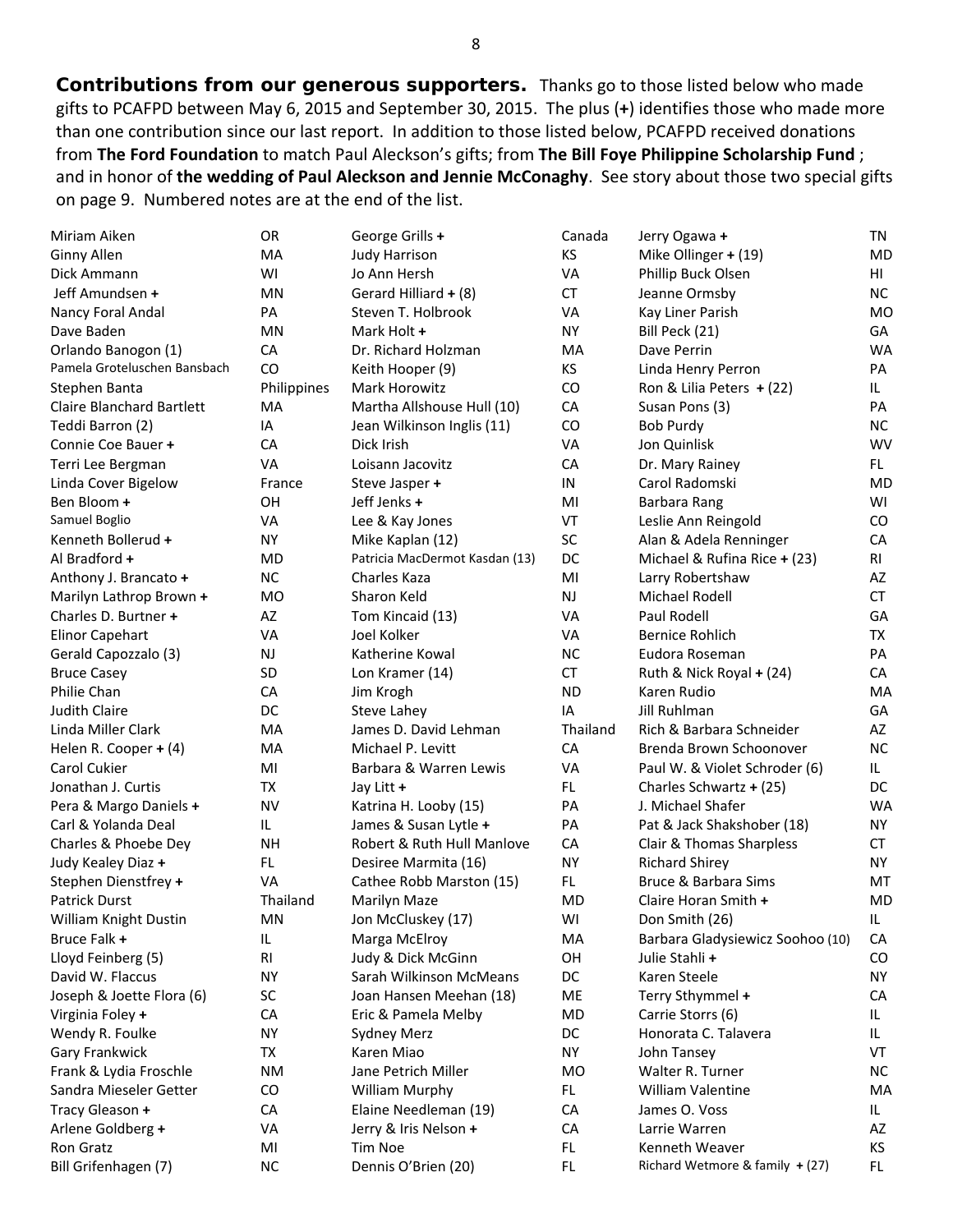**Contributions from our generous supporters.** Thanks go to those listed below who made gifts to PCAFPD between May 6, 2015 and September 30, 2015. The plus (**+**) identifies those who made more than one contribution since our last report. In addition to those listed below, PCAFPD received donations from **The Ford Foundation** to match Paul Aleckson's gifts; from **The Bill Foye Philippine Scholarship Fund** ; and in honor of **the wedding of Paul Aleckson and Jennie McConaghy**. See story about those two special gifts on page 9. Numbered notes are at the end of the list.

| Name | State | Name | State | Name | State |
|---|---|---|---|---|---|
| Miriam Aiken | OR | George Grills **+** | Canada | Jerry Ogawa **+** | TN |
| Ginny Allen | MA | Judy Harrison | KS | Mike Ollinger **+** (19) | MD |
| Dick Ammann | WI | Jo Ann Hersh | VA | Phillip Buck Olsen | HI |
| Jeff Amundsen **+** | MN | Gerard Hilliard **+** (8) | CT | Jeanne Ormsby | NC |
| Nancy Foral Andal | PA | Steven T. Holbrook | VA | Kay Liner Parish | MO |
| Dave Baden | MN | Mark Holt **+** | NY | Bill Peck (21) | GA |
| Orlando Banogon (1) | CA | Dr. Richard Holzman | MA | Dave Perrin | WA |
| Pamela Groteluschen Bansbach | CO | Keith Hooper (9) | KS | Linda Henry Perron | PA |
| Stephen Banta | Philippines | Mark Horowitz | CO | Ron & Lilia Peters **+** (22) | IL |
| Claire Blanchard Bartlett | MA | Martha Allshouse Hull (10) | CA | Susan Pons (3) | PA |
| Teddi Barron (2) | IA | Jean Wilkinson Inglis (11) | CO | Bob Purdy | NC |
| Connie Coe Bauer **+** | CA | Dick Irish | VA | Jon Quinlisk | WV |
| Terri Lee Bergman | VA | Loisann Jacovitz | CA | Dr. Mary Rainey | FL |
| Linda Cover Bigelow | France | Steve Jasper **+** | IN | Carol Radomski | MD |
| Ben Bloom **+** | OH | Jeff Jenks **+** | MI | Barbara Rang | WI |
| Samuel Boglio | VA | Lee & Kay Jones | VT | Leslie Ann Reingold | CO |
| Kenneth Bollerud **+** | NY | Mike Kaplan (12) | SC | Alan & Adela Renninger | CA |
| Al Bradford **+** | MD | Patricia MacDermot Kasdan (13) | DC | Michael & Rufina Rice **+** (23) | RI |
| Anthony J. Brancato **+** | NC | Charles Kaza | MI | Larry Robertshaw | AZ |
| Marilyn Lathrop Brown **+** | MO | Sharon Keld | NJ | Michael Rodell | CT |
| Charles D. Burtner **+** | AZ | Tom Kincaid (13) | VA | Paul Rodell | GA |
| Elinor Capehart | VA | Joel Kolker | VA | Bernice Rohlich | TX |
| Gerald Capozzalo (3) | NJ | Katherine Kowal | NC | Eudora Roseman | PA |
| Bruce Casey | SD | Lon Kramer (14) | CT | Ruth & Nick Royal **+** (24) | CA |
| Philie Chan | CA | Jim Krogh | ND | Karen Rudio | MA |
| Judith Claire | DC | Steve Lahey | IA | Jill Ruhlman | GA |
| Linda Miller Clark | MA | James D. David Lehman | Thailand | Rich & Barbara Schneider | AZ |
| Helen R. Cooper **+** (4) | MA | Michael P. Levitt | CA | Brenda Brown Schoonover | NC |
| Carol Cukier | MI | Barbara & Warren Lewis | VA | Paul W. & Violet Schroder (6) | IL |
| Jonathan J. Curtis | TX | Jay Litt **+** | FL | Charles Schwartz **+** (25) | DC |
| Pera & Margo Daniels **+** | NV | Katrina H. Looby (15) | PA | J. Michael Shafer | WA |
| Carl & Yolanda Deal | IL | James & Susan Lytle **+** | PA | Pat & Jack Shakshober (18) | NY |
| Charles & Phoebe Dey | NH | Robert & Ruth Hull Manlove | CA | Clair & Thomas Sharpless | CT |
| Judy Kealey Diaz **+** | FL | Desiree Marmita (16) | NY | Richard Shirey | NY |
| Stephen Dienstfrey **+** | VA | Cathee Robb Marston (15) | FL | Bruce & Barbara Sims | MT |
| Patrick Durst | Thailand | Marilyn Maze | MD | Claire Horan Smith **+** | MD |
| William Knight Dustin | MN | Jon McCluskey (17) | WI | Don Smith (26) | IL |
| Bruce Falk **+** | IL | Marga McElroy | MA | Barbara Gladysiewicz Soohoo (10) | CA |
| Lloyd Feinberg (5) | RI | Judy & Dick McGinn | OH | Julie Stahli **+** | CO |
| David W. Flaccus | NY | Sarah Wilkinson McMeans | DC | Karen Steele | NY |
| Joseph & Joette Flora (6) | SC | Joan Hansen Meehan (18) | ME | Terry Sthymmel **+** | CA |
| Virginia Foley **+** | CA | Eric & Pamela Melby | MD | Carrie Storrs (6) | IL |
| Wendy R. Foulke | NY | Sydney Merz | DC | Honorata C. Talavera | IL |
| Gary Frankwick | TX | Karen Miao | NY | John Tansey | VT |
| Frank & Lydia Froschle | NM | Jane Petrich Miller | MO | Walter R. Turner | NC |
| Sandra Mieseler Getter | CO | William Murphy | FL | William Valentine | MA |
| Tracy Gleason **+** | CA | Elaine Needleman (19) | CA | James O. Voss | IL |
| Arlene Goldberg **+** | VA | Jerry & Iris Nelson **+** | CA | Larrie Warren | AZ |
| Ron Gratz | MI | Tim Noe | FL | Kenneth Weaver | KS |
| Bill Grifenhagen (7) | NC | Dennis O'Brien (20) | FL | Richard Wetmore & family **+** (27) | FL |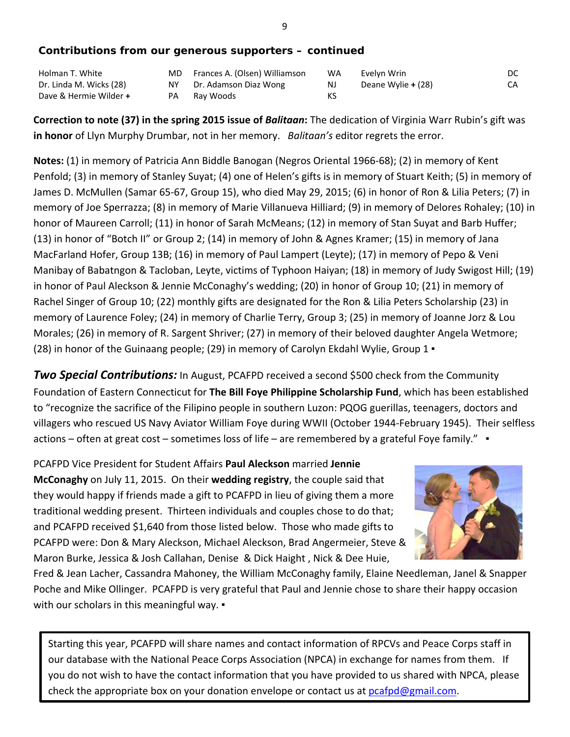### Contributions from our generous supporters – continued

| | | | | | |
|---|---|---|---|---|---|
| Holman T. White | MD | Frances A. (Olsen) Williamson | WA | Evelyn Wrin | DC |
| Dr. Linda M. Wicks (28) | NY | Dr. Adamson Diaz Wong | NJ | Deane Wylie **+** (28) | CA |
| Dave & Hermie Wilder **+** | PA | Ray Woods | KS | | |

**Correction to note (37) in the spring 2015 issue of *Balitaan*:** The dedication of Virginia Warr Rubin's gift was **in honor** of Llyn Murphy Drumbar, not in her memory. *Balitaan's* editor regrets the error.

**Notes:** (1) in memory of Patricia Ann Biddle Banogan (Negros Oriental 1966-68); (2) in memory of Kent Penfold; (3) in memory of Stanley Suyat; (4) one of Helen's gifts is in memory of Stuart Keith; (5) in memory of James D. McMullen (Samar 65-67, Group 15), who died May 29, 2015; (6) in honor of Ron & Lilia Peters; (7) in memory of Joe Sperrazza; (8) in memory of Marie Villanueva Hilliard; (9) in memory of Delores Rohaley; (10) in honor of Maureen Carroll; (11) in honor of Sarah McMeans; (12) in memory of Stan Suyat and Barb Huffer; (13) in honor of "Botch II" or Group 2; (14) in memory of John & Agnes Kramer; (15) in memory of Jana MacFarland Hofer, Group 13B; (16) in memory of Paul Lampert (Leyte); (17) in memory of Pepo & Veni Manibay of Babatngon & Tacloban, Leyte, victims of Typhoon Haiyan; (18) in memory of Judy Swigost Hill; (19) in honor of Paul Aleckson & Jennie McConaghy's wedding; (20) in honor of Group 10; (21) in memory of Rachel Singer of Group 10; (22) monthly gifts are designated for the Ron & Lilia Peters Scholarship (23) in memory of Laurence Foley; (24) in memory of Charlie Terry, Group 3; (25) in memory of Joanne Jorz & Lou Morales; (26) in memory of R. Sargent Shriver; (27) in memory of their beloved daughter Angela Wetmore; (28) in honor of the Guinaang people; (29) in memory of Carolyn Ekdahl Wylie, Group 1 ▪

***Two Special Contributions:*** In August, PCAFPD received a second $500 check from the Community Foundation of Eastern Connecticut for **The Bill Foye Philippine Scholarship Fund**, which has been established to "recognize the sacrifice of the Filipino people in southern Luzon: PQOG guerillas, teenagers, doctors and villagers who rescued US Navy Aviator William Foye during WWII (October 1944-February 1945). Their selfless actions – often at great cost – sometimes loss of life – are remembered by a grateful Foye family." ▪

PCAFPD Vice President for Student Affairs **Paul Aleckson** married **Jennie McConaghy** on July 11, 2015. On their **wedding registry**, the couple said that they would happy if friends made a gift to PCAFPD in lieu of giving them a more traditional wedding present. Thirteen individuals and couples chose to do that; and PCAFPD received $1,640 from those listed below. Those who made gifts to PCAFPD were: Don & Mary Aleckson, Michael Aleckson, Brad Angermeier, Steve & Maron Burke, Jessica & Josh Callahan, Denise & Dick Haight , Nick & Dee Huie, Fred & Jean Lacher, Cassandra Mahoney, the William McConaghy family, Elaine Needleman, Janel & Snapper Poche and Mike Ollinger. PCAFPD is very grateful that Paul and Jennie chose to share their happy occasion with our scholars in this meaningful way. ▪

Starting this year, PCAFPD will share names and contact information of RPCVs and Peace Corps staff in our database with the National Peace Corps Association (NPCA) in exchange for names from them. If you do not wish to have the contact information that you have provided to us shared with NPCA, please check the appropriate box on your donation envelope or contact us at pcafpd@gmail.com.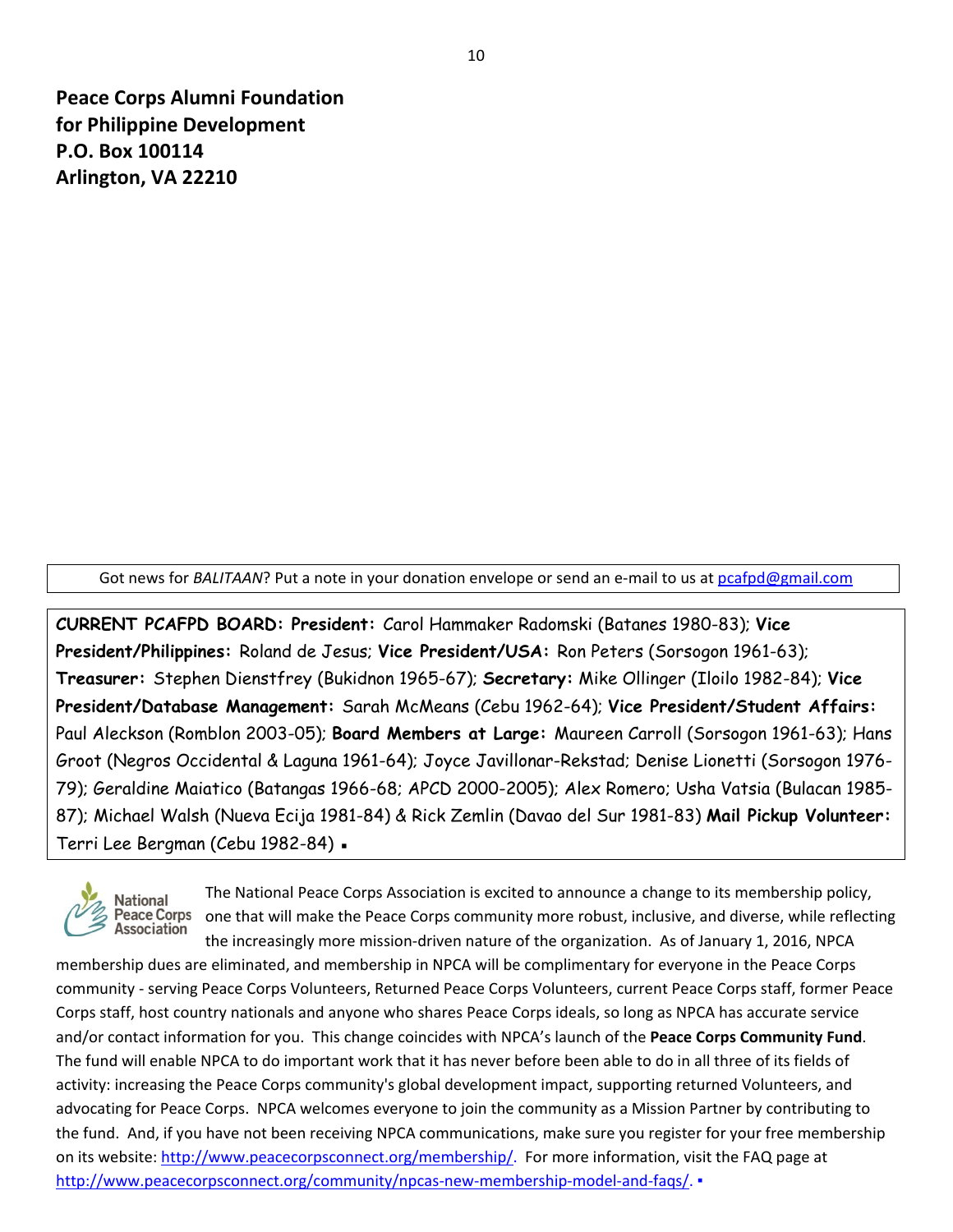**Peace Corps Alumni Foundation**
**for Philippine Development**
**P.O. Box 100114**
**Arlington, VA 22210**

Got news for *BALITAAN*? Put a note in your donation envelope or send an e-mail to us at pcafpd@gmail.com

**CURRENT PCAFPD BOARD: President:** Carol Hammaker Radomski (Batanes 1980-83); **Vice President/Philippines:** Roland de Jesus; **Vice President/USA:** Ron Peters (Sorsogon 1961-63); **Treasurer:** Stephen Dienstfrey (Bukidnon 1965-67); **Secretary:** Mike Ollinger (Iloilo 1982-84); **Vice President/Database Management:** Sarah McMeans (Cebu 1962-64); **Vice President/Student Affairs:** Paul Aleckson (Romblon 2003-05); **Board Members at Large:** Maureen Carroll (Sorsogon 1961-63); Hans Groot (Negros Occidental & Laguna 1961-64); Joyce Javillonar-Rekstad; Denise Lionetti (Sorsogon 1976-79); Geraldine Maiatico (Batangas 1966-68; APCD 2000-2005); Alex Romero; Usha Vatsia (Bulacan 1985-87); Michael Walsh (Nueva Ecija 1981-84) & Rick Zemlin (Davao del Sur 1981-83) **Mail Pickup Volunteer:** Terri Lee Bergman (Cebu 1982-84) ▪

National Peace Corps Association

The National Peace Corps Association is excited to announce a change to its membership policy, one that will make the Peace Corps community more robust, inclusive, and diverse, while reflecting the increasingly more mission-driven nature of the organization. As of January 1, 2016, NPCA membership dues are eliminated, and membership in NPCA will be complimentary for everyone in the Peace Corps community - serving Peace Corps Volunteers, Returned Peace Corps Volunteers, current Peace Corps staff, former Peace Corps staff, host country nationals and anyone who shares Peace Corps ideals, so long as NPCA has accurate service and/or contact information for you. This change coincides with NPCA's launch of the **Peace Corps Community Fund**. The fund will enable NPCA to do important work that it has never before been able to do in all three of its fields of activity: increasing the Peace Corps community's global development impact, supporting returned Volunteers, and advocating for Peace Corps. NPCA welcomes everyone to join the community as a Mission Partner by contributing to the fund. And, if you have not been receiving NPCA communications, make sure you register for your free membership on its website: http://www.peacecorpsconnect.org/membership/. For more information, visit the FAQ page at http://www.peacecorpsconnect.org/community/npcas-new-membership-model-and-faqs/. ▪